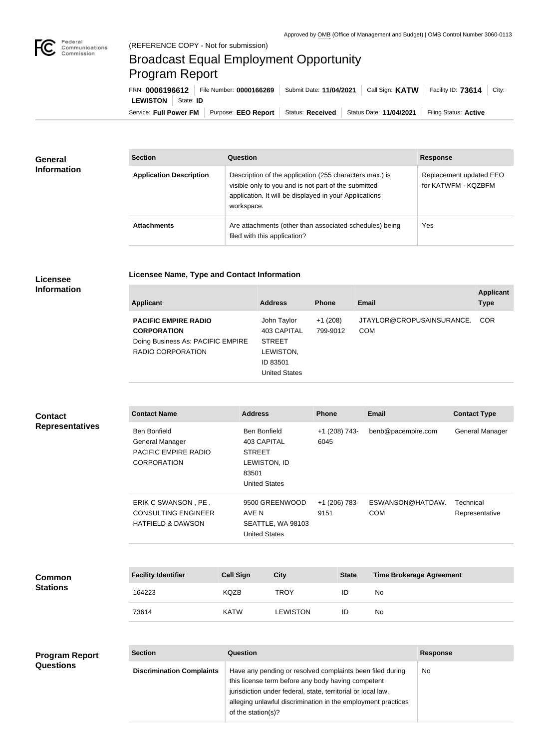Approved by OMB (Office of Management and Budget) | OMB Control Number 3060-0113

(REFERENCE COPY - Not for submission)

# Broadcast Equal Employment Opportunity Program Report

FRN: **0006196612** | File Number: **0000166269** | Submit Date: **11/04/2021** | Call Sign: **KATW** | Facility ID: **73614** | City: **LEWISTON** | State: **ID**

Service: **Full Power FM** | Purpose: **EEO Report** | Status: **Received** | Status Date: **11/04/2021** | Filing Status: **Active**

## General Information

| Section | Question | Response |
| --- | --- | --- |
| **Application Description** | Description of the application (255 characters max.) is visible only to you and is not part of the submitted application. It will be displayed in your Applications workspace. | Replacement updated EEO for KATWFM - KQZBFM |
| **Attachments** | Are attachments (other than associated schedules) being filed with this application? | Yes |

## Licensee Information

### Licensee Name, Type and Contact Information

| Applicant | Address | Phone | Email | Applicant Type |
| --- | --- | --- | --- | --- |
| **PACIFIC EMPIRE RADIO CORPORATION** Doing Business As: PACIFIC EMPIRE RADIO CORPORATION | John Taylor 403 CAPITAL STREET LEWISTON, ID 83501 United States | +1 (208) 799-9012 | JTAYLOR@CROPUSAINSURANCE.COM | COR |

## Contact Representatives

| Contact Name | Address | Phone | Email | Contact Type |
| --- | --- | --- | --- | --- |
| Ben Bonfield General Manager PACIFIC EMPIRE RADIO CORPORATION | Ben Bonfield 403 CAPITAL STREET LEWISTON, ID 83501 United States | +1 (208) 743-6045 | benb@pacempire.com | General Manager |
| ERIK C SWANSON , PE . CONSULTING ENGINEER HATFIELD & DAWSON | 9500 GREENWOOD AVE N SEATTLE, WA 98103 United States | +1 (206) 783-9151 | ESWANSON@HATDAW.COM | Technical Representative |

## Common Stations

| Facility Identifier | Call Sign | City | State | Time Brokerage Agreement |
| --- | --- | --- | --- | --- |
| 164223 | KQZB | TROY | ID | No |
| 73614 | KATW | LEWISTON | ID | No |

## Program Report Questions

| Section | Question | Response |
| --- | --- | --- |
| **Discrimination Complaints** | Have any pending or resolved complaints been filed during this license term before any body having competent jurisdiction under federal, state, territorial or local law, alleging unlawful discrimination in the employment practices of the station(s)? | No |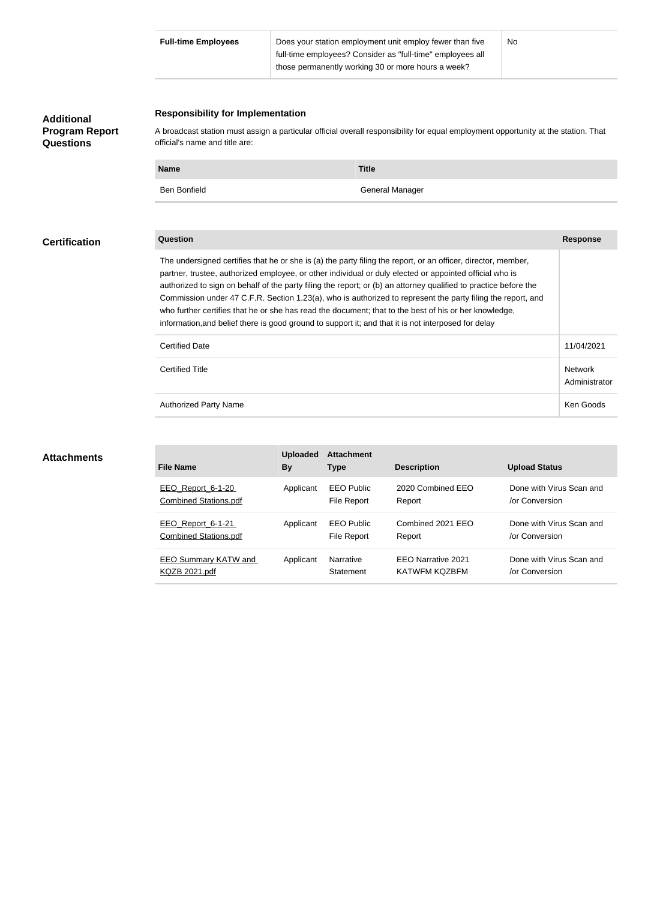| | | |
|---|---|---|
| **Full-time Employees** | Does your station employment unit employ fewer than five full-time employees? Consider as "full-time" employees all those permanently working 30 or more hours a week? | No |

## Additional Program Report Questions

**Responsibility for Implementation**

A broadcast station must assign a particular official overall responsibility for equal employment opportunity at the station. That official's name and title are:

| Name | Title |
|---|---|
| Ben Bonfield | General Manager |

## Certification

| Question | Response |
|---|---|
| The undersigned certifies that he or she is (a) the party filing the report, or an officer, director, member, partner, trustee, authorized employee, or other individual or duly elected or appointed official who is authorized to sign on behalf of the party filing the report; or (b) an attorney qualified to practice before the Commission under 47 C.F.R. Section 1.23(a), who is authorized to represent the party filing the report, and who further certifies that he or she has read the document; that to the best of his or her knowledge, information,and belief there is good ground to support it; and that it is not interposed for delay | |
| Certified Date | 11/04/2021 |
| Certified Title | Network Administrator |
| Authorized Party Name | Ken Goods |

## Attachments

| File Name | Uploaded By | Attachment Type | Description | Upload Status |
|---|---|---|---|---|
| EEO_Report_6-1-20 Combined Stations.pdf | Applicant | EEO Public File Report | 2020 Combined EEO Report | Done with Virus Scan and /or Conversion |
| EEO_Report_6-1-21 Combined Stations.pdf | Applicant | EEO Public File Report | Combined 2021 EEO Report | Done with Virus Scan and /or Conversion |
| EEO Summary KATW and KQZB 2021.pdf | Applicant | Narrative Statement | EEO Narrative 2021 KATWFM KQZBFM | Done with Virus Scan and /or Conversion |